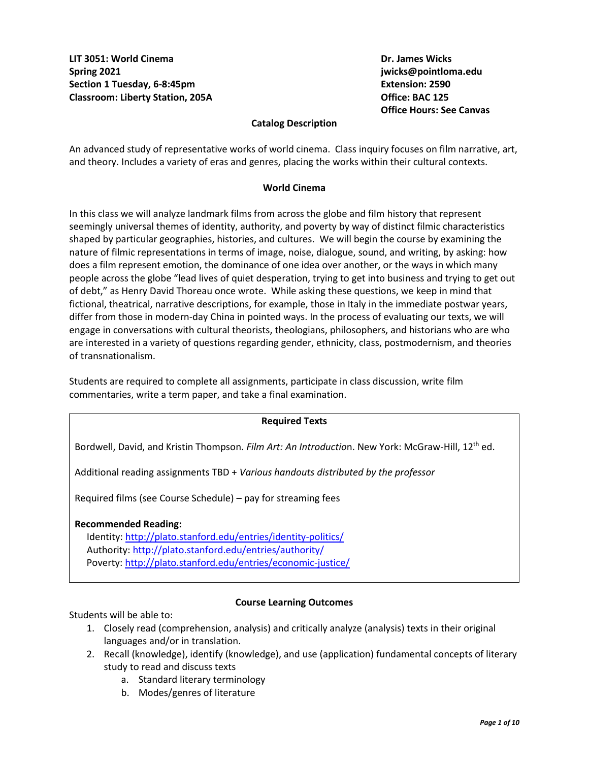**LIT 3051: World Cinema**
**Spring 2021**
**Section 1 Tuesday, 6-8:45pm**
**Classroom: Liberty Station, 205A**

**Dr. James Wicks**
**jwicks@pointloma.edu**
**Extension: 2590**
**Office: BAC 125**
**Office Hours: See Canvas**

## Catalog Description

An advanced study of representative works of world cinema. Class inquiry focuses on film narrative, art, and theory. Includes a variety of eras and genres, placing the works within their cultural contexts.

## World Cinema

In this class we will analyze landmark films from across the globe and film history that represent seemingly universal themes of identity, authority, and poverty by way of distinct filmic characteristics shaped by particular geographies, histories, and cultures. We will begin the course by examining the nature of filmic representations in terms of image, noise, dialogue, sound, and writing, by asking: how does a film represent emotion, the dominance of one idea over another, or the ways in which many people across the globe "lead lives of quiet desperation, trying to get into business and trying to get out of debt," as Henry David Thoreau once wrote. While asking these questions, we keep in mind that fictional, theatrical, narrative descriptions, for example, those in Italy in the immediate postwar years, differ from those in modern-day China in pointed ways. In the process of evaluating our texts, we will engage in conversations with cultural theorists, theologians, philosophers, and historians who are who are interested in a variety of questions regarding gender, ethnicity, class, postmodernism, and theories of transnationalism.

Students are required to complete all assignments, participate in class discussion, write film commentaries, write a term paper, and take a final examination.

## Required Texts

Bordwell, David, and Kristin Thompson. *Film Art: An Introduction*. New York: McGraw-Hill, 12th ed.

Additional reading assignments TBD + *Various handouts distributed by the professor*

Required films (see Course Schedule) – pay for streaming fees

**Recommended Reading:**
Identity: http://plato.stanford.edu/entries/identity-politics/
Authority: http://plato.stanford.edu/entries/authority/
Poverty: http://plato.stanford.edu/entries/economic-justice/

## Course Learning Outcomes

Students will be able to:

1. Closely read (comprehension, analysis) and critically analyze (analysis) texts in their original languages and/or in translation.
2. Recall (knowledge), identify (knowledge), and use (application) fundamental concepts of literary study to read and discuss texts
    a. Standard literary terminology
    b. Modes/genres of literature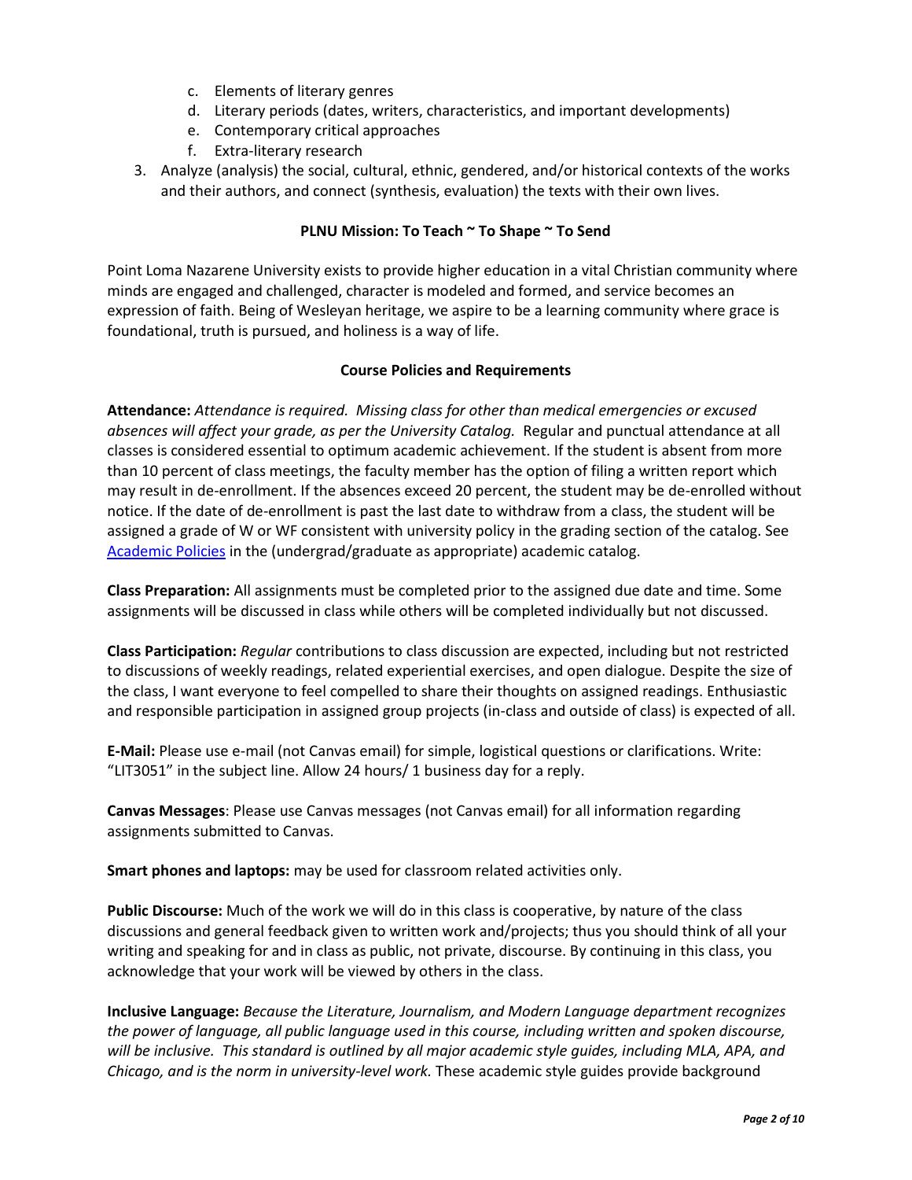c. Elements of literary genres
   d. Literary periods (dates, writers, characteristics, and important developments)
   e. Contemporary critical approaches
   f. Extra-literary research
3. Analyze (analysis) the social, cultural, ethnic, gendered, and/or historical contexts of the works and their authors, and connect (synthesis, evaluation) the texts with their own lives.

**PLNU Mission: To Teach ~ To Shape ~ To Send**

Point Loma Nazarene University exists to provide higher education in a vital Christian community where minds are engaged and challenged, character is modeled and formed, and service becomes an expression of faith. Being of Wesleyan heritage, we aspire to be a learning community where grace is foundational, truth is pursued, and holiness is a way of life.

**Course Policies and Requirements**

**Attendance:** *Attendance is required. Missing class for other than medical emergencies or excused absences will affect your grade, as per the University Catalog.* Regular and punctual attendance at all classes is considered essential to optimum academic achievement. If the student is absent from more than 10 percent of class meetings, the faculty member has the option of filing a written report which may result in de-enrollment. If the absences exceed 20 percent, the student may be de-enrolled without notice. If the date of de-enrollment is past the last date to withdraw from a class, the student will be assigned a grade of W or WF consistent with university policy in the grading section of the catalog. See Academic Policies in the (undergrad/graduate as appropriate) academic catalog.

**Class Preparation:** All assignments must be completed prior to the assigned due date and time. Some assignments will be discussed in class while others will be completed individually but not discussed.

**Class Participation:** *Regular* contributions to class discussion are expected, including but not restricted to discussions of weekly readings, related experiential exercises, and open dialogue. Despite the size of the class, I want everyone to feel compelled to share their thoughts on assigned readings. Enthusiastic and responsible participation in assigned group projects (in-class and outside of class) is expected of all.

**E-Mail:** Please use e-mail (not Canvas email) for simple, logistical questions or clarifications. Write: "LIT3051" in the subject line. Allow 24 hours/ 1 business day for a reply.

**Canvas Messages**: Please use Canvas messages (not Canvas email) for all information regarding assignments submitted to Canvas.

**Smart phones and laptops:** may be used for classroom related activities only.

**Public Discourse:** Much of the work we will do in this class is cooperative, by nature of the class discussions and general feedback given to written work and/projects; thus you should think of all your writing and speaking for and in class as public, not private, discourse. By continuing in this class, you acknowledge that your work will be viewed by others in the class.

**Inclusive Language:** *Because the Literature, Journalism, and Modern Language department recognizes the power of language, all public language used in this course, including written and spoken discourse, will be inclusive. This standard is outlined by all major academic style guides, including MLA, APA, and Chicago, and is the norm in university-level work.* These academic style guides provide background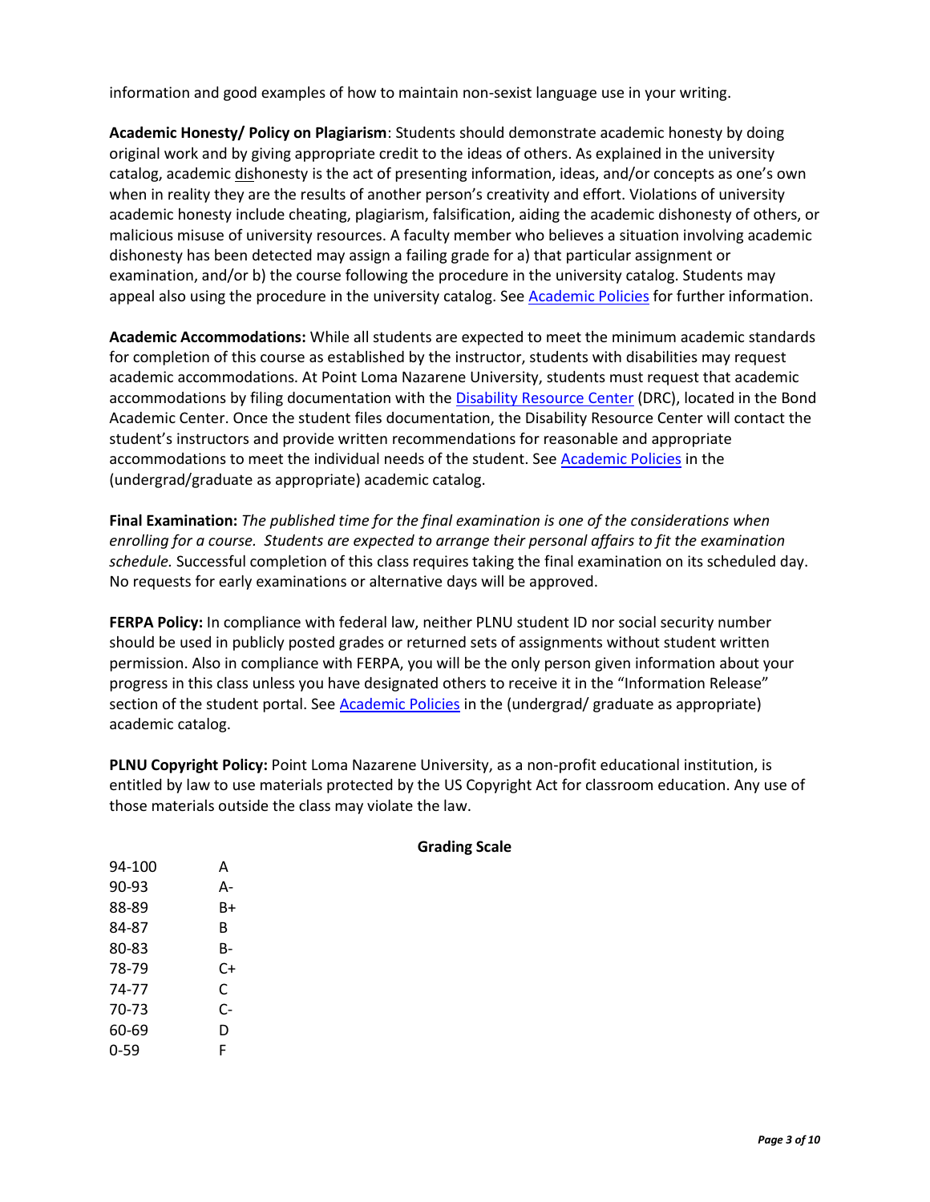information and good examples of how to maintain non-sexist language use in your writing.

**Academic Honesty/ Policy on Plagiarism**: Students should demonstrate academic honesty by doing original work and by giving appropriate credit to the ideas of others. As explained in the university catalog, academic dishonesty is the act of presenting information, ideas, and/or concepts as one's own when in reality they are the results of another person's creativity and effort. Violations of university academic honesty include cheating, plagiarism, falsification, aiding the academic dishonesty of others, or malicious misuse of university resources. A faculty member who believes a situation involving academic dishonesty has been detected may assign a failing grade for a) that particular assignment or examination, and/or b) the course following the procedure in the university catalog. Students may appeal also using the procedure in the university catalog. See Academic Policies for further information.

**Academic Accommodations:** While all students are expected to meet the minimum academic standards for completion of this course as established by the instructor, students with disabilities may request academic accommodations. At Point Loma Nazarene University, students must request that academic accommodations by filing documentation with the Disability Resource Center (DRC), located in the Bond Academic Center. Once the student files documentation, the Disability Resource Center will contact the student's instructors and provide written recommendations for reasonable and appropriate accommodations to meet the individual needs of the student. See Academic Policies in the (undergrad/graduate as appropriate) academic catalog.

**Final Examination:** *The published time for the final examination is one of the considerations when enrolling for a course. Students are expected to arrange their personal affairs to fit the examination schedule.* Successful completion of this class requires taking the final examination on its scheduled day. No requests for early examinations or alternative days will be approved.

**FERPA Policy:** In compliance with federal law, neither PLNU student ID nor social security number should be used in publicly posted grades or returned sets of assignments without student written permission. Also in compliance with FERPA, you will be the only person given information about your progress in this class unless you have designated others to receive it in the "Information Release" section of the student portal. See Academic Policies in the (undergrad/ graduate as appropriate) academic catalog.

**PLNU Copyright Policy:** Point Loma Nazarene University, as a non-profit educational institution, is entitled by law to use materials protected by the US Copyright Act for classroom education. Any use of those materials outside the class may violate the law.

**Grading Scale**

| | |
|---|---|
| 94-100 | A |
| 90-93 | A- |
| 88-89 | B+ |
| 84-87 | B |
| 80-83 | B- |
| 78-79 | C+ |
| 74-77 | C |
| 70-73 | C- |
| 60-69 | D |
| 0-59 | F |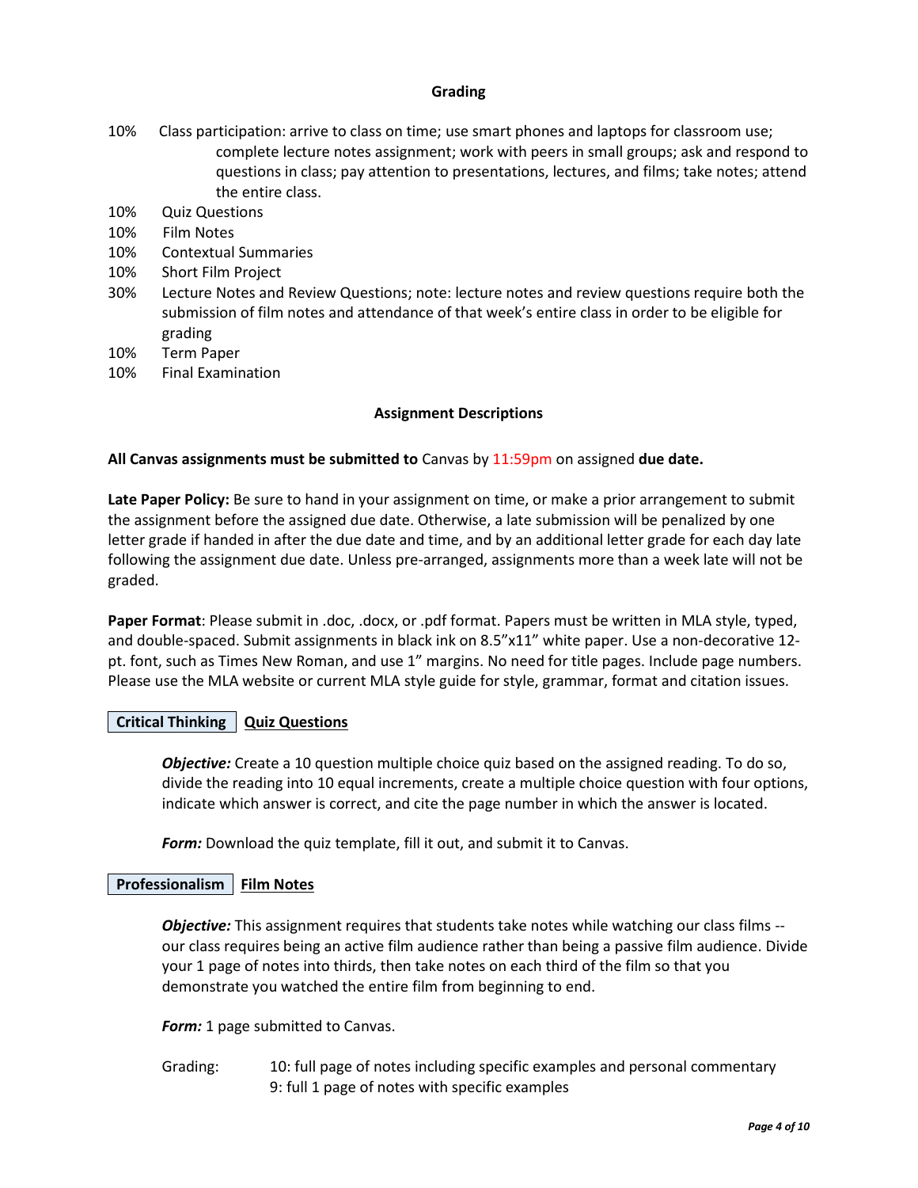## Grading

- 10% Class participation: arrive to class on time; use smart phones and laptops for classroom use; complete lecture notes assignment; work with peers in small groups; ask and respond to questions in class; pay attention to presentations, lectures, and films; take notes; attend the entire class.
- 10% Quiz Questions
- 10% Film Notes
- 10% Contextual Summaries
- 10% Short Film Project
- 30% Lecture Notes and Review Questions; note: lecture notes and review questions require both the submission of film notes and attendance of that week's entire class in order to be eligible for grading
- 10% Term Paper
- 10% Final Examination

## Assignment Descriptions

**All Canvas assignments must be submitted to** Canvas by 11:59pm on assigned **due date.**

**Late Paper Policy:** Be sure to hand in your assignment on time, or make a prior arrangement to submit the assignment before the assigned due date. Otherwise, a late submission will be penalized by one letter grade if handed in after the due date and time, and by an additional letter grade for each day late following the assignment due date. Unless pre-arranged, assignments more than a week late will not be graded.

**Paper Format**: Please submit in .doc, .docx, or .pdf format. Papers must be written in MLA style, typed, and double-spaced. Submit assignments in black ink on 8.5"x11" white paper. Use a non-decorative 12-pt. font, such as Times New Roman, and use 1" margins. No need for title pages. Include page numbers. Please use the MLA website or current MLA style guide for style, grammar, format and citation issues.

### Critical Thinking | Quiz Questions

***Objective:*** Create a 10 question multiple choice quiz based on the assigned reading. To do so, divide the reading into 10 equal increments, create a multiple choice question with four options, indicate which answer is correct, and cite the page number in which the answer is located.

***Form:*** Download the quiz template, fill it out, and submit it to Canvas.

### Professionalism | Film Notes

***Objective:*** This assignment requires that students take notes while watching our class films -- our class requires being an active film audience rather than being a passive film audience. Divide your 1 page of notes into thirds, then take notes on each third of the film so that you demonstrate you watched the entire film from beginning to end.

***Form:*** 1 page submitted to Canvas.

Grading:
- 10: full page of notes including specific examples and personal commentary
- 9: full 1 page of notes with specific examples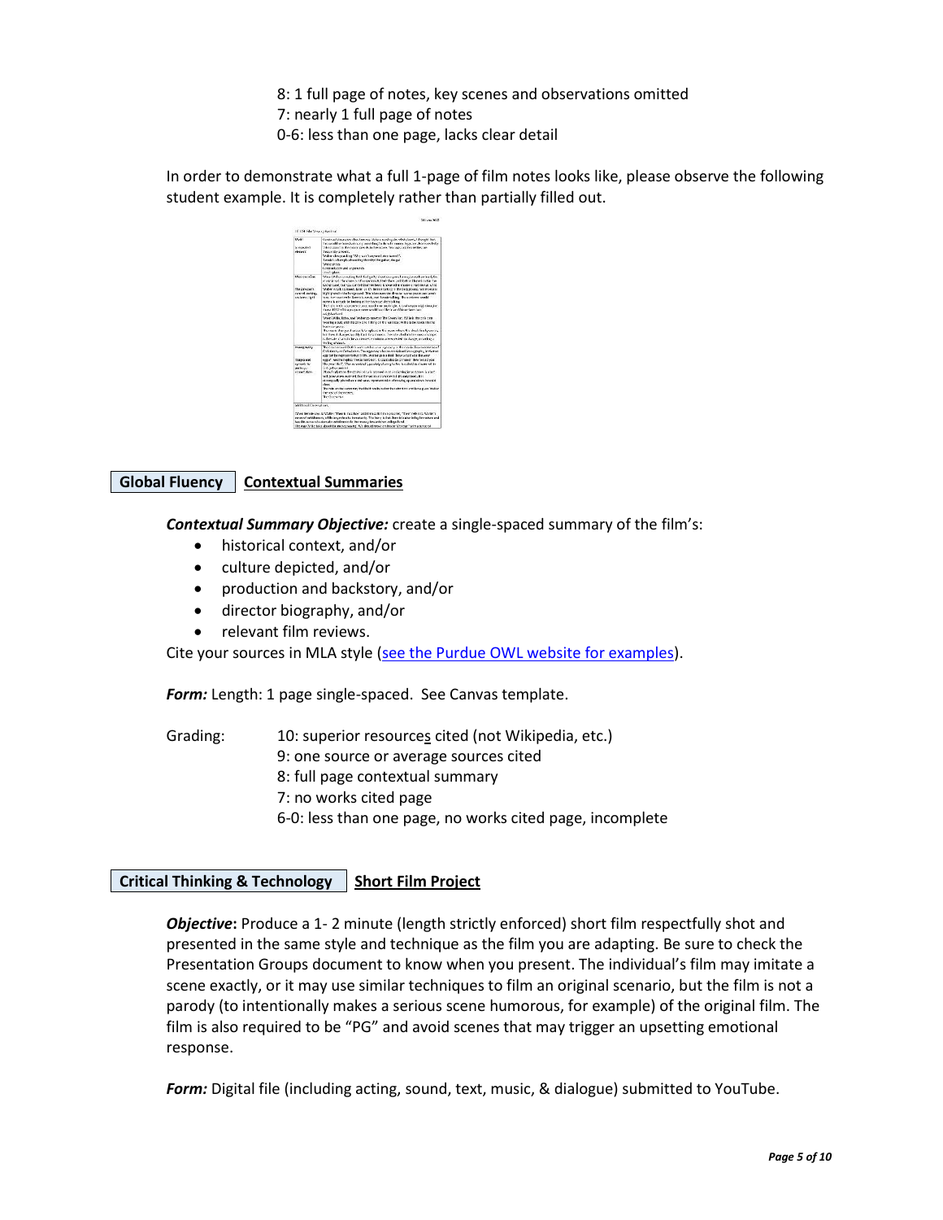8: 1 full page of notes, key scenes and observations omitted
7: nearly 1 full page of notes
0-6: less than one page, lacks clear detail

In order to demonstrate what a full 1-page of film notes looks like, please observe the following student example. It is completely rather than partially filled out.

## Global Fluency | Contextual Summaries

***Contextual Summary Objective:*** create a single-spaced summary of the film's:

- historical context, and/or
- culture depicted, and/or
- production and backstory, and/or
- director biography, and/or
- relevant film reviews.

Cite your sources in MLA style (see the Purdue OWL website for examples).

***Form:*** Length: 1 page single-spaced. See Canvas template.

Grading:
10: superior resources cited (not Wikipedia, etc.)
9: one source or average sources cited
8: full page contextual summary
7: no works cited page
6-0: less than one page, no works cited page, incomplete

## Critical Thinking & Technology | Short Film Project

***Objective*:** Produce a 1- 2 minute (length strictly enforced) short film respectfully shot and presented in the same style and technique as the film you are adapting. Be sure to check the Presentation Groups document to know when you present. The individual's film may imitate a scene exactly, or it may use similar techniques to film an original scenario, but the film is not a parody (to intentionally makes a serious scene humorous, for example) of the original film. The film is also required to be "PG" and avoid scenes that may trigger an upsetting emotional response.

***Form:*** Digital file (including acting, sound, text, music, & dialogue) submitted to YouTube.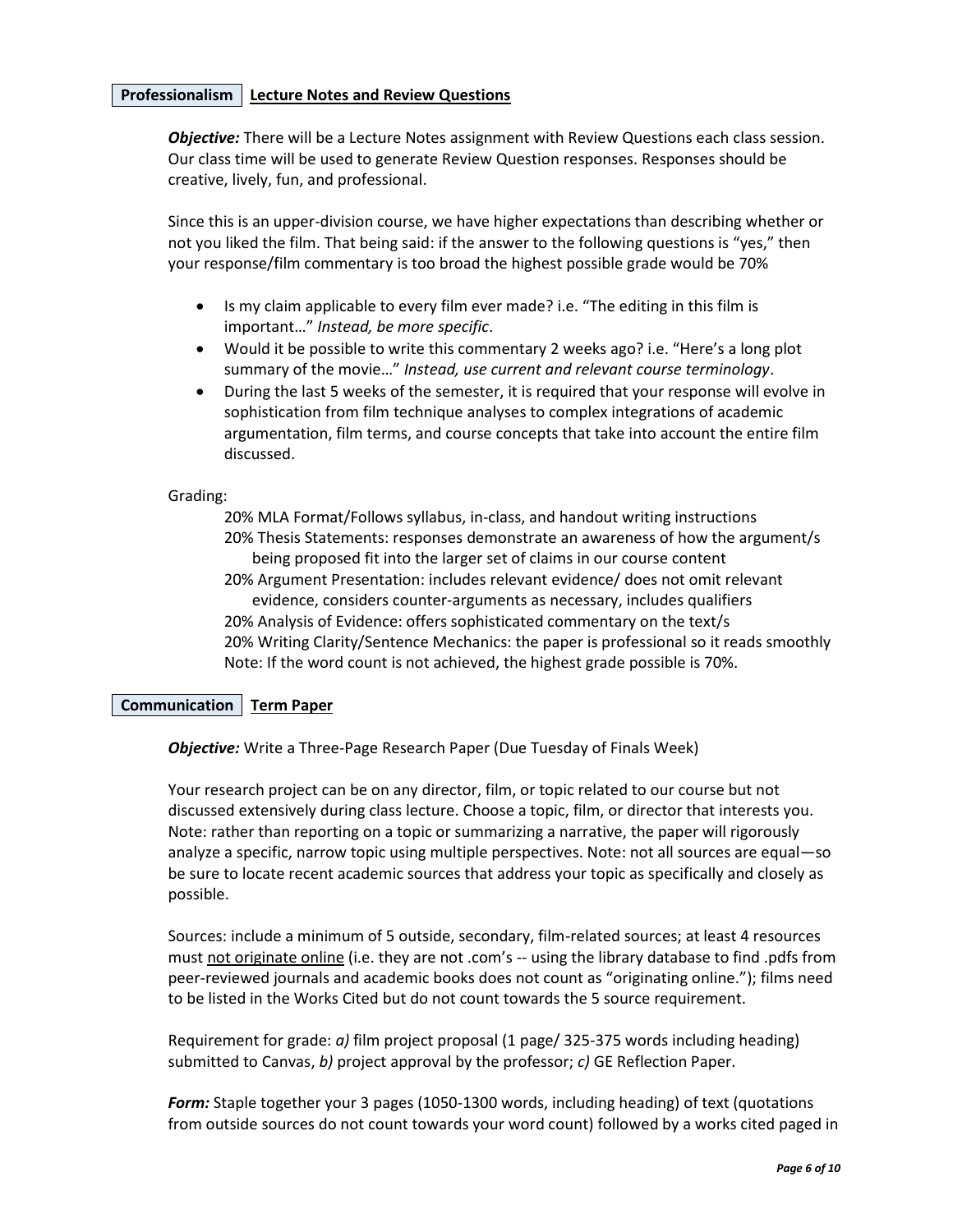## Professionalism | Lecture Notes and Review Questions

***Objective:*** There will be a Lecture Notes assignment with Review Questions each class session. Our class time will be used to generate Review Question responses. Responses should be creative, lively, fun, and professional.

Since this is an upper-division course, we have higher expectations than describing whether or not you liked the film. That being said: if the answer to the following questions is "yes," then your response/film commentary is too broad the highest possible grade would be 70%

- Is my claim applicable to every film ever made? i.e. "The editing in this film is important…" *Instead, be more specific*.
- Would it be possible to write this commentary 2 weeks ago? i.e. "Here's a long plot summary of the movie…" *Instead, use current and relevant course terminology*.
- During the last 5 weeks of the semester, it is required that your response will evolve in sophistication from film technique analyses to complex integrations of academic argumentation, film terms, and course concepts that take into account the entire film discussed.

Grading:

20% MLA Format/Follows syllabus, in-class, and handout writing instructions
20% Thesis Statements: responses demonstrate an awareness of how the argument/s being proposed fit into the larger set of claims in our course content
20% Argument Presentation: includes relevant evidence/ does not omit relevant evidence, considers counter-arguments as necessary, includes qualifiers
20% Analysis of Evidence: offers sophisticated commentary on the text/s
20% Writing Clarity/Sentence Mechanics: the paper is professional so it reads smoothly
Note: If the word count is not achieved, the highest grade possible is 70%.

## Communication | Term Paper

***Objective:*** Write a Three-Page Research Paper (Due Tuesday of Finals Week)

Your research project can be on any director, film, or topic related to our course but not discussed extensively during class lecture. Choose a topic, film, or director that interests you. Note: rather than reporting on a topic or summarizing a narrative, the paper will rigorously analyze a specific, narrow topic using multiple perspectives. Note: not all sources are equal—so be sure to locate recent academic sources that address your topic as specifically and closely as possible.

Sources: include a minimum of 5 outside, secondary, film-related sources; at least 4 resources must <u>not originate online</u> (i.e. they are not .com's -- using the library database to find .pdfs from peer-reviewed journals and academic books does not count as "originating online."); films need to be listed in the Works Cited but do not count towards the 5 source requirement.

Requirement for grade: *a)* film project proposal (1 page/ 325-375 words including heading) submitted to Canvas, *b)* project approval by the professor; *c)* GE Reflection Paper.

***Form:*** Staple together your 3 pages (1050-1300 words, including heading) of text (quotations from outside sources do not count towards your word count) followed by a works cited paged in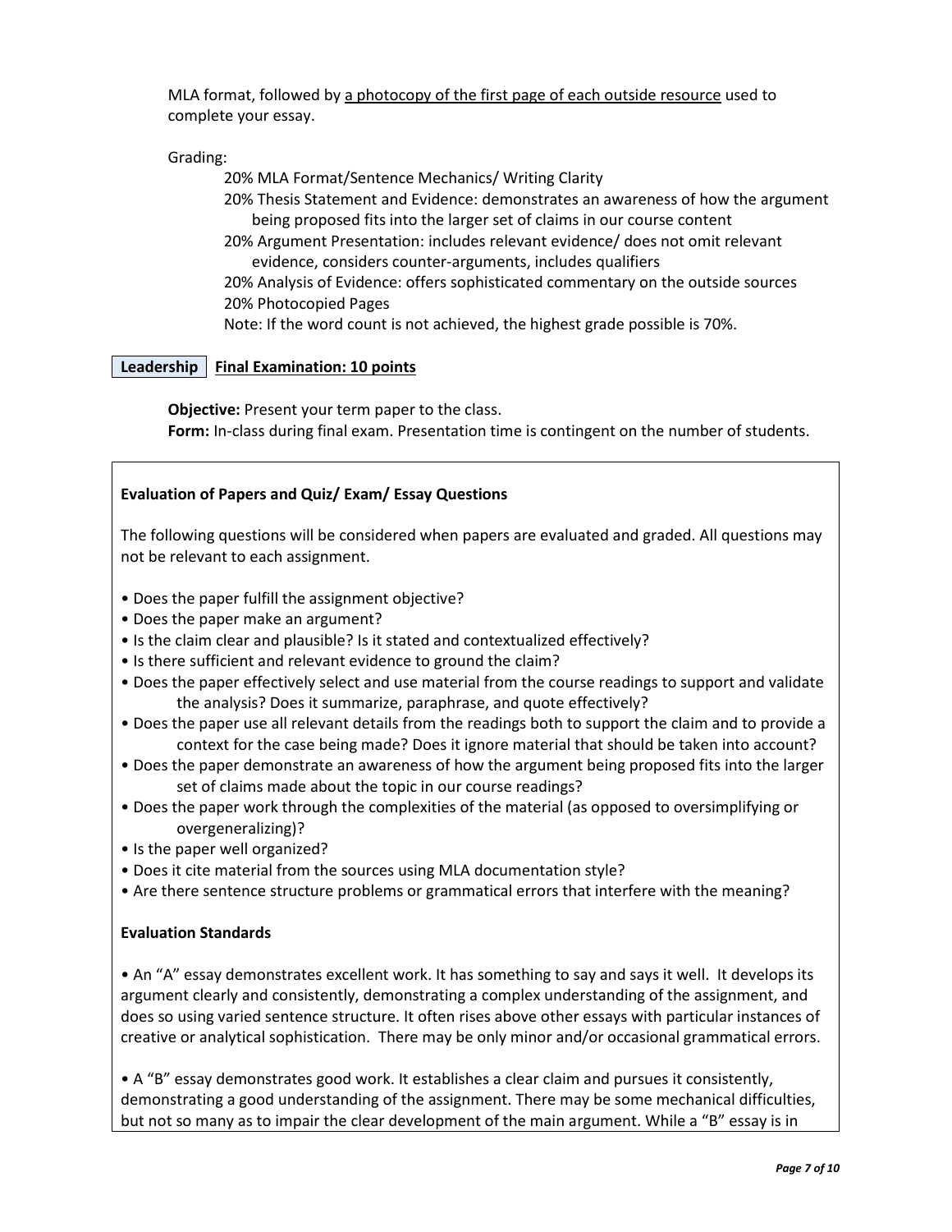MLA format, followed by <u>a photocopy of the first page of each outside resource</u> used to complete your essay.

Grading:

- 20% MLA Format/Sentence Mechanics/ Writing Clarity
- 20% Thesis Statement and Evidence: demonstrates an awareness of how the argument being proposed fits into the larger set of claims in our course content
- 20% Argument Presentation: includes relevant evidence/ does not omit relevant evidence, considers counter-arguments, includes qualifiers
- 20% Analysis of Evidence: offers sophisticated commentary on the outside sources
- 20% Photocopied Pages

Note: If the word count is not achieved, the highest grade possible is 70%.

**Leadership** | **<u>Final Examination: 10 points</u>**

**Objective:** Present your term paper to the class.
**Form:** In-class during final exam. Presentation time is contingent on the number of students.

### Evaluation of Papers and Quiz/ Exam/ Essay Questions

The following questions will be considered when papers are evaluated and graded. All questions may not be relevant to each assignment.

- Does the paper fulfill the assignment objective?
- Does the paper make an argument?
- Is the claim clear and plausible? Is it stated and contextualized effectively?
- Is there sufficient and relevant evidence to ground the claim?
- Does the paper effectively select and use material from the course readings to support and validate the analysis? Does it summarize, paraphrase, and quote effectively?
- Does the paper use all relevant details from the readings both to support the claim and to provide a context for the case being made? Does it ignore material that should be taken into account?
- Does the paper demonstrate an awareness of how the argument being proposed fits into the larger set of claims made about the topic in our course readings?
- Does the paper work through the complexities of the material (as opposed to oversimplifying or overgeneralizing)?
- Is the paper well organized?
- Does it cite material from the sources using MLA documentation style?
- Are there sentence structure problems or grammatical errors that interfere with the meaning?

### Evaluation Standards

- An "A" essay demonstrates excellent work. It has something to say and says it well. It develops its argument clearly and consistently, demonstrating a complex understanding of the assignment, and does so using varied sentence structure. It often rises above other essays with particular instances of creative or analytical sophistication. There may be only minor and/or occasional grammatical errors.

- A "B" essay demonstrates good work. It establishes a clear claim and pursues it consistently, demonstrating a good understanding of the assignment. There may be some mechanical difficulties, but not so many as to impair the clear development of the main argument. While a "B" essay is in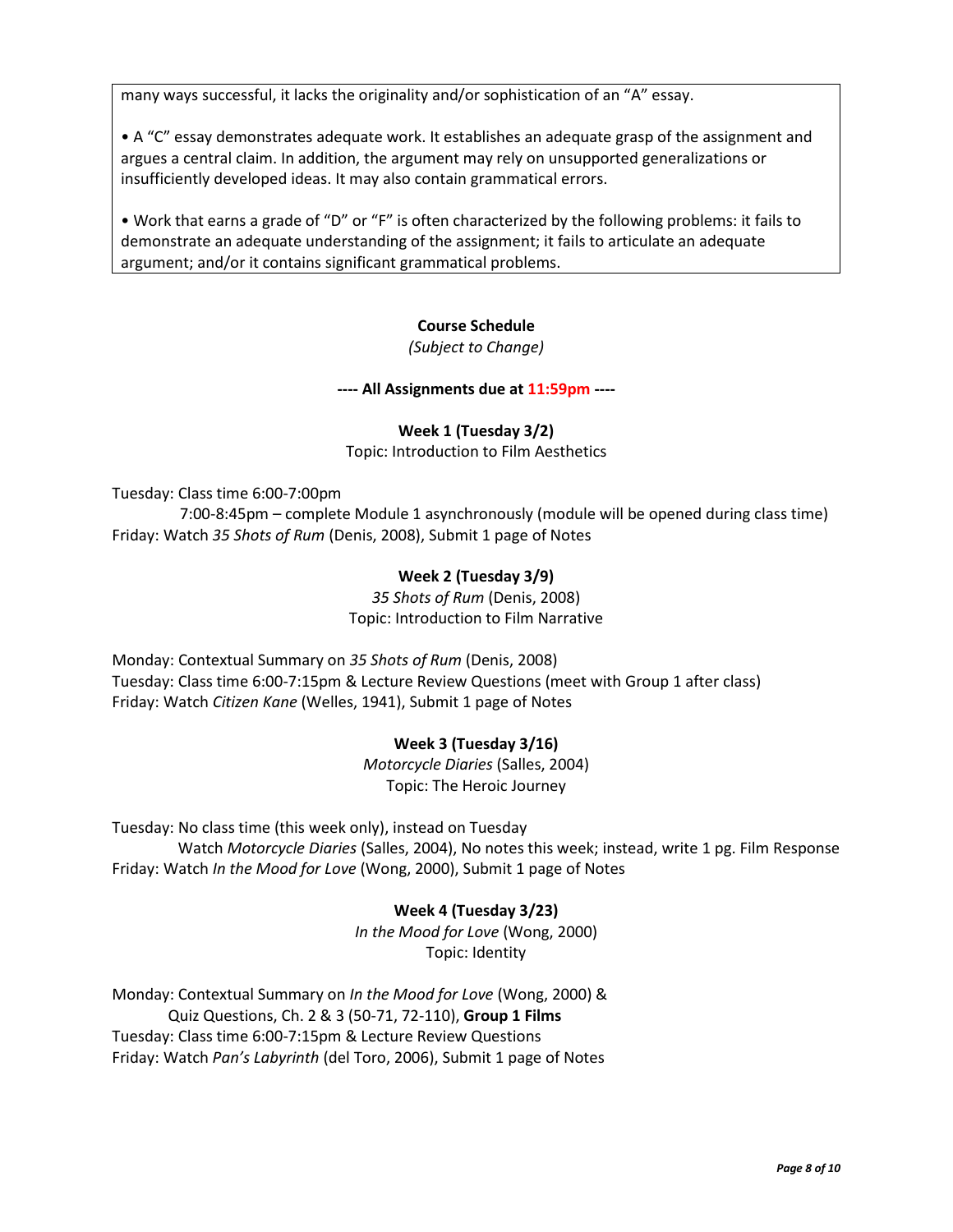many ways successful, it lacks the originality and/or sophistication of an "A" essay.

• A "C" essay demonstrates adequate work. It establishes an adequate grasp of the assignment and argues a central claim. In addition, the argument may rely on unsupported generalizations or insufficiently developed ideas. It may also contain grammatical errors.

• Work that earns a grade of "D" or "F" is often characterized by the following problems: it fails to demonstrate an adequate understanding of the assignment; it fails to articulate an adequate argument; and/or it contains significant grammatical problems.

## Course Schedule

*(Subject to Change)*

**---- All Assignments due at 11:59pm ----**

### Week 1 (Tuesday 3/2)

Topic: Introduction to Film Aesthetics

Tuesday: Class time 6:00-7:00pm
7:00-8:45pm – complete Module 1 asynchronously (module will be opened during class time)
Friday: Watch *35 Shots of Rum* (Denis, 2008), Submit 1 page of Notes

### Week 2 (Tuesday 3/9)

*35 Shots of Rum* (Denis, 2008)
Topic: Introduction to Film Narrative

Monday: Contextual Summary on *35 Shots of Rum* (Denis, 2008)
Tuesday: Class time 6:00-7:15pm & Lecture Review Questions (meet with Group 1 after class)
Friday: Watch *Citizen Kane* (Welles, 1941), Submit 1 page of Notes

### Week 3 (Tuesday 3/16)

*Motorcycle Diaries* (Salles, 2004)
Topic: The Heroic Journey

Tuesday: No class time (this week only), instead on Tuesday
Watch *Motorcycle Diaries* (Salles, 2004), No notes this week; instead, write 1 pg. Film Response
Friday: Watch *In the Mood for Love* (Wong, 2000), Submit 1 page of Notes

### Week 4 (Tuesday 3/23)

*In the Mood for Love* (Wong, 2000)
Topic: Identity

Monday: Contextual Summary on *In the Mood for Love* (Wong, 2000) &
Quiz Questions, Ch. 2 & 3 (50-71, 72-110), **Group 1 Films**
Tuesday: Class time 6:00-7:15pm & Lecture Review Questions
Friday: Watch *Pan's Labyrinth* (del Toro, 2006), Submit 1 page of Notes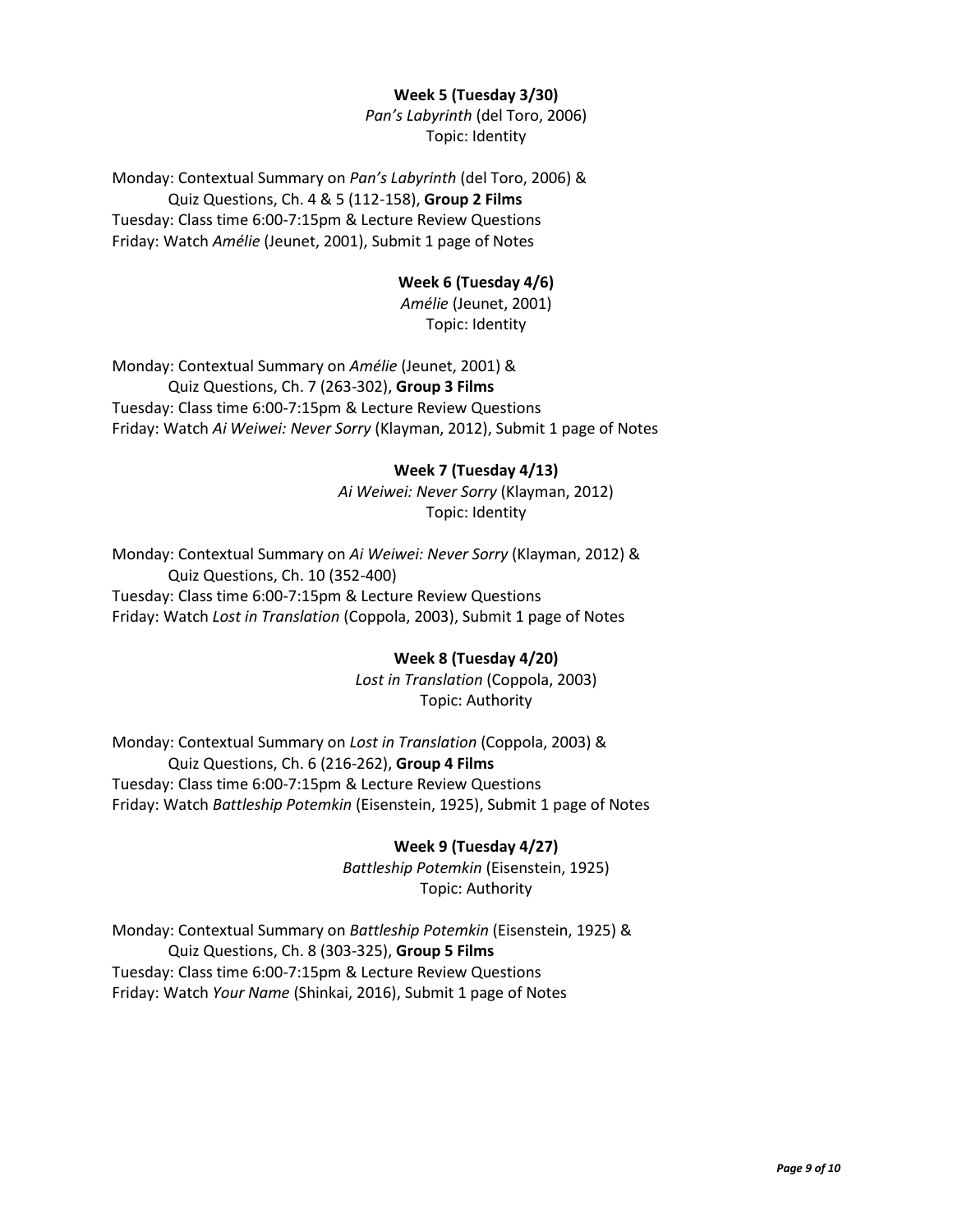**Week 5 (Tuesday 3/30)**
*Pan's Labyrinth* (del Toro, 2006)
Topic: Identity

Monday: Contextual Summary on *Pan's Labyrinth* (del Toro, 2006) &
Quiz Questions, Ch. 4 & 5 (112-158), **Group 2 Films**
Tuesday: Class time 6:00-7:15pm & Lecture Review Questions
Friday: Watch *Amélie* (Jeunet, 2001), Submit 1 page of Notes

**Week 6 (Tuesday 4/6)**
*Amélie* (Jeunet, 2001)
Topic: Identity

Monday: Contextual Summary on *Amélie* (Jeunet, 2001) &
Quiz Questions, Ch. 7 (263-302), **Group 3 Films**
Tuesday: Class time 6:00-7:15pm & Lecture Review Questions
Friday: Watch *Ai Weiwei: Never Sorry* (Klayman, 2012), Submit 1 page of Notes

**Week 7 (Tuesday 4/13)**
*Ai Weiwei: Never Sorry* (Klayman, 2012)
Topic: Identity

Monday: Contextual Summary on *Ai Weiwei: Never Sorry* (Klayman, 2012) &
Quiz Questions, Ch. 10 (352-400)
Tuesday: Class time 6:00-7:15pm & Lecture Review Questions
Friday: Watch *Lost in Translation* (Coppola, 2003), Submit 1 page of Notes

**Week 8 (Tuesday 4/20)**
*Lost in Translation* (Coppola, 2003)
Topic: Authority

Monday: Contextual Summary on *Lost in Translation* (Coppola, 2003) &
Quiz Questions, Ch. 6 (216-262), **Group 4 Films**
Tuesday: Class time 6:00-7:15pm & Lecture Review Questions
Friday: Watch *Battleship Potemkin* (Eisenstein, 1925), Submit 1 page of Notes

**Week 9 (Tuesday 4/27)**
*Battleship Potemkin* (Eisenstein, 1925)
Topic: Authority

Monday: Contextual Summary on *Battleship Potemkin* (Eisenstein, 1925) &
Quiz Questions, Ch. 8 (303-325), **Group 5 Films**
Tuesday: Class time 6:00-7:15pm & Lecture Review Questions
Friday: Watch *Your Name* (Shinkai, 2016), Submit 1 page of Notes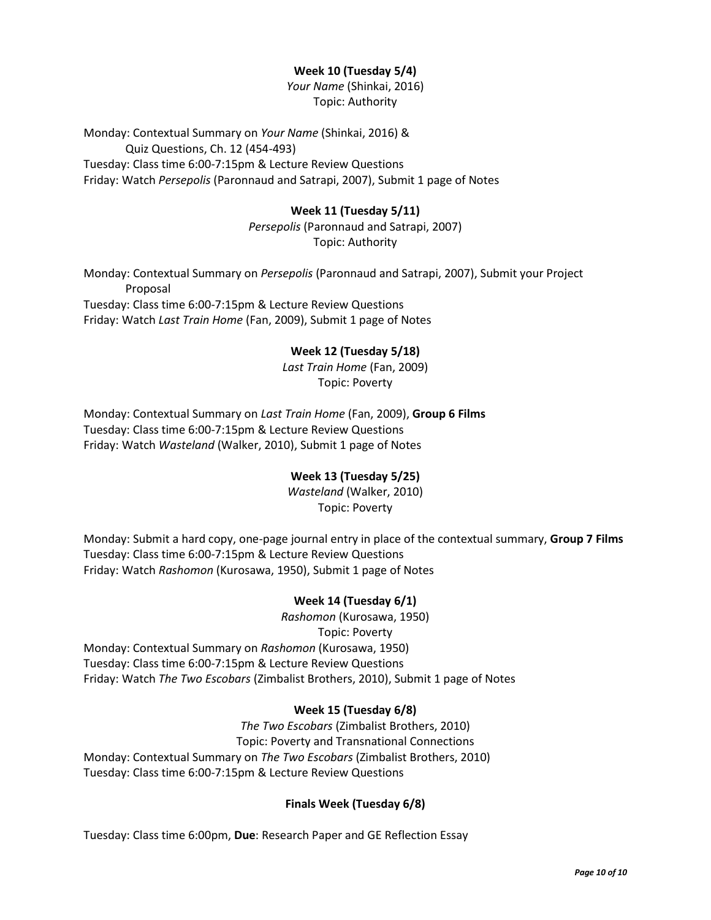**Week 10 (Tuesday 5/4)**

*Your Name* (Shinkai, 2016)

Topic: Authority

Monday: Contextual Summary on *Your Name* (Shinkai, 2016) &
Quiz Questions, Ch. 12 (454-493)
Tuesday: Class time 6:00-7:15pm & Lecture Review Questions
Friday: Watch *Persepolis* (Paronnaud and Satrapi, 2007), Submit 1 page of Notes

**Week 11 (Tuesday 5/11)**

*Persepolis* (Paronnaud and Satrapi, 2007)

Topic: Authority

Monday: Contextual Summary on *Persepolis* (Paronnaud and Satrapi, 2007), Submit your Project Proposal
Tuesday: Class time 6:00-7:15pm & Lecture Review Questions
Friday: Watch *Last Train Home* (Fan, 2009), Submit 1 page of Notes

**Week 12 (Tuesday 5/18)**

*Last Train Home* (Fan, 2009)

Topic: Poverty

Monday: Contextual Summary on *Last Train Home* (Fan, 2009), **Group 6 Films**
Tuesday: Class time 6:00-7:15pm & Lecture Review Questions
Friday: Watch *Wasteland* (Walker, 2010), Submit 1 page of Notes

**Week 13 (Tuesday 5/25)**

*Wasteland* (Walker, 2010)

Topic: Poverty

Monday: Submit a hard copy, one-page journal entry in place of the contextual summary, **Group 7 Films**
Tuesday: Class time 6:00-7:15pm & Lecture Review Questions
Friday: Watch *Rashomon* (Kurosawa, 1950), Submit 1 page of Notes

**Week 14 (Tuesday 6/1)**

*Rashomon* (Kurosawa, 1950)

Topic: Poverty

Monday: Contextual Summary on *Rashomon* (Kurosawa, 1950)
Tuesday: Class time 6:00-7:15pm & Lecture Review Questions
Friday: Watch *The Two Escobars* (Zimbalist Brothers, 2010), Submit 1 page of Notes

**Week 15 (Tuesday 6/8)**

*The Two Escobars* (Zimbalist Brothers, 2010)

Topic: Poverty and Transnational Connections

Monday: Contextual Summary on *The Two Escobars* (Zimbalist Brothers, 2010)
Tuesday: Class time 6:00-7:15pm & Lecture Review Questions

**Finals Week (Tuesday 6/8)**

Tuesday: Class time 6:00pm, **Due**: Research Paper and GE Reflection Essay